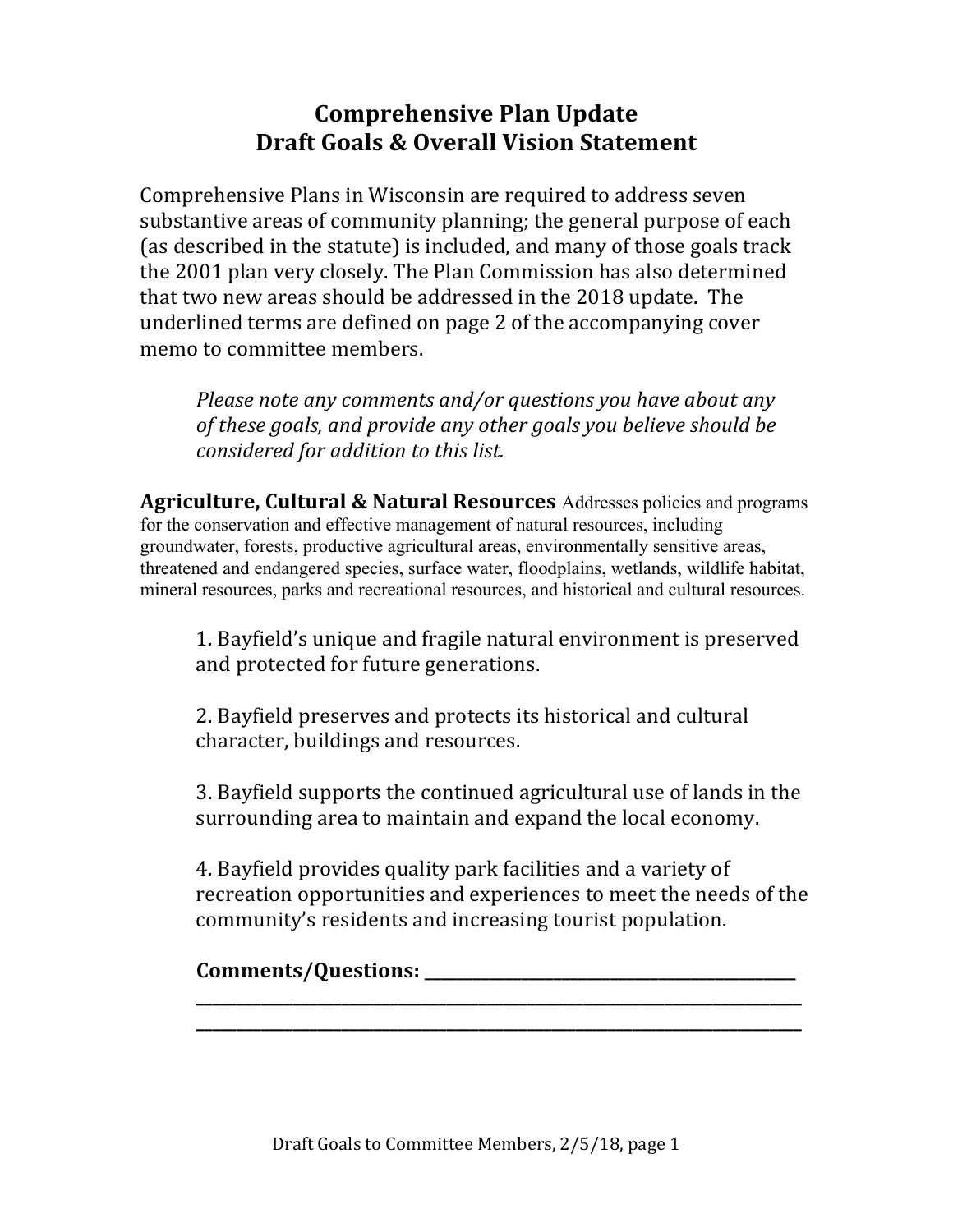# Comprehensive Plan Update
# Draft Goals & Overall Vision Statement

Comprehensive Plans in Wisconsin are required to address seven substantive areas of community planning; the general purpose of each (as described in the statute) is included, and many of those goals track the 2001 plan very closely. The Plan Commission has also determined that two new areas should be addressed in the 2018 update. The underlined terms are defined on page 2 of the accompanying cover memo to committee members.

*Please note any comments and/or questions you have about any of these goals, and provide any other goals you believe should be considered for addition to this list.*

**Agriculture, Cultural & Natural Resources** Addresses policies and programs for the conservation and effective management of natural resources, including groundwater, forests, productive agricultural areas, environmentally sensitive areas, threatened and endangered species, surface water, floodplains, wetlands, wildlife habitat, mineral resources, parks and recreational resources, and historical and cultural resources.

1. Bayfield's unique and fragile natural environment is preserved and protected for future generations.

2. Bayfield preserves and protects its historical and cultural character, buildings and resources.

3. Bayfield supports the continued agricultural use of lands in the surrounding area to maintain and expand the local economy.

4. Bayfield provides quality park facilities and a variety of recreation opportunities and experiences to meet the needs of the community's residents and increasing tourist population.

**Comments/Questions:** ____________________________________________
______________________________________________________________________
______________________________________________________________________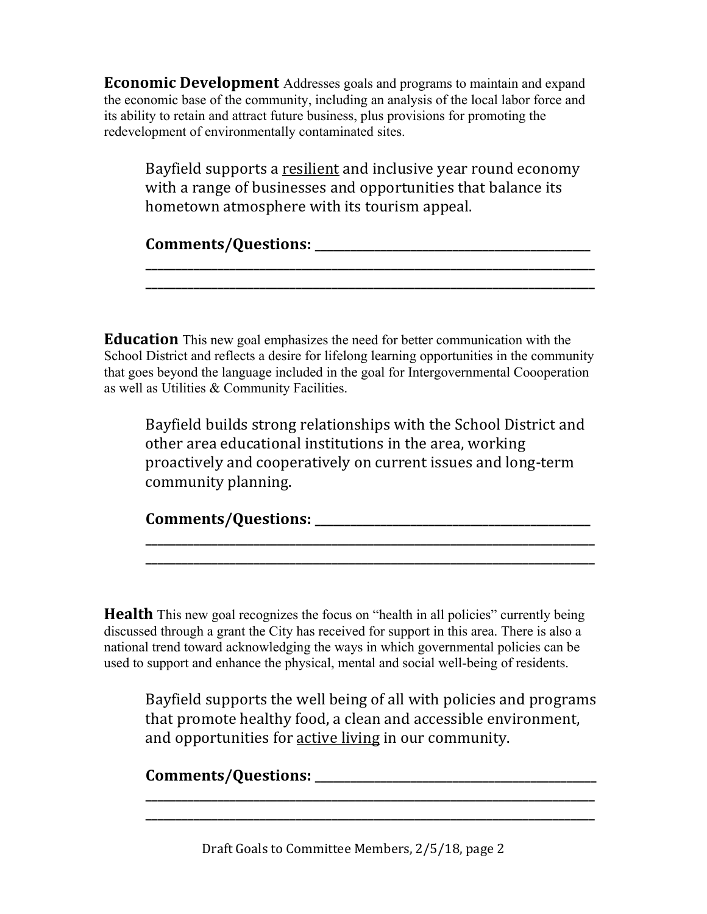**Economic Development** Addresses goals and programs to maintain and expand the economic base of the community, including an analysis of the local labor force and its ability to retain and attract future business, plus provisions for promoting the redevelopment of environmentally contaminated sites.

> Bayfield supports a <u>resilient</u> and inclusive year round economy with a range of businesses and opportunities that balance its hometown atmosphere with its tourism appeal.
>
> **Comments/Questions:** ______________________________________________
> ______________________________________________________________________
> ______________________________________________________________________

**Education** This new goal emphasizes the need for better communication with the School District and reflects a desire for lifelong learning opportunities in the community that goes beyond the language included in the goal for Intergovernmental Coooperation as well as Utilities & Community Facilities.

> Bayfield builds strong relationships with the School District and other area educational institutions in the area, working proactively and cooperatively on current issues and long-term community planning.
>
> **Comments/Questions:** ______________________________________________
> ______________________________________________________________________
> ______________________________________________________________________

**Health** This new goal recognizes the focus on "health in all policies" currently being discussed through a grant the City has received for support in this area. There is also a national trend toward acknowledging the ways in which governmental policies can be used to support and enhance the physical, mental and social well-being of residents.

> Bayfield supports the well being of all with policies and programs that promote healthy food, a clean and accessible environment, and opportunities for <u>active living</u> in our community.
>
> **Comments/Questions:** ______________________________________________
> ______________________________________________________________________
> ______________________________________________________________________

Draft Goals to Committee Members, 2/5/18, page 2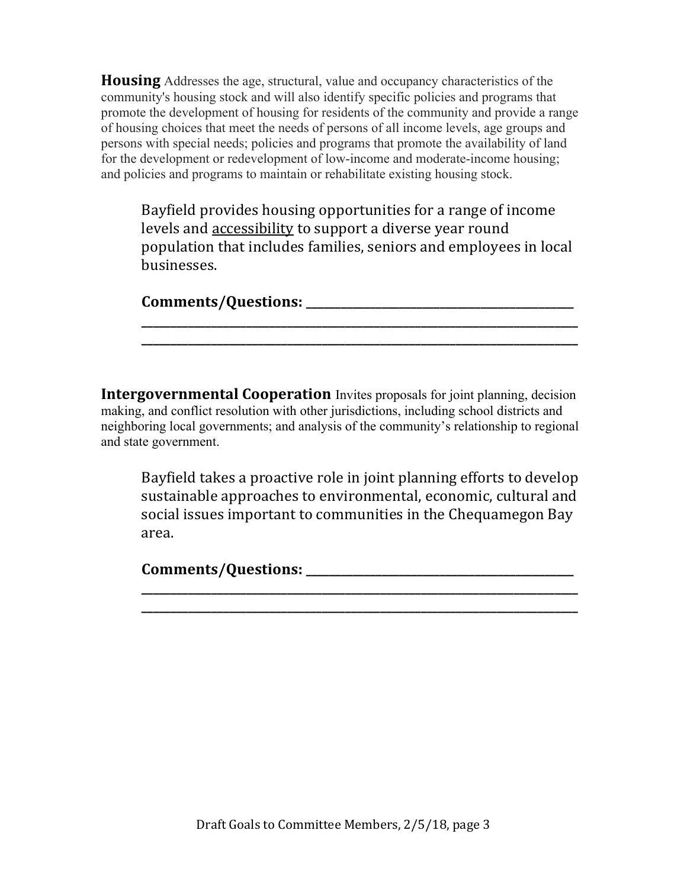**Housing** Addresses the age, structural, value and occupancy characteristics of the community's housing stock and will also identify specific policies and programs that promote the development of housing for residents of the community and provide a range of housing choices that meet the needs of persons of all income levels, age groups and persons with special needs; policies and programs that promote the availability of land for the development or redevelopment of low-income and moderate-income housing; and policies and programs to maintain or rehabilitate existing housing stock.

> Bayfield provides housing opportunities for a range of income levels and <u>accessibility</u> to support a diverse year round population that includes families, seniors and employees in local businesses.
>
> **Comments/Questions: ___________________________________________**
>
> **________________________________________________________________**
>
> **________________________________________________________________**

**Intergovernmental Cooperation** Invites proposals for joint planning, decision making, and conflict resolution with other jurisdictions, including school districts and neighboring local governments; and analysis of the community's relationship to regional and state government.

> Bayfield takes a proactive role in joint planning efforts to develop sustainable approaches to environmental, economic, cultural and social issues important to communities in the Chequamegon Bay area.
>
> **Comments/Questions: ___________________________________________**
>
> **________________________________________________________________**
>
> **________________________________________________________________**

Draft Goals to Committee Members, 2/5/18, page 3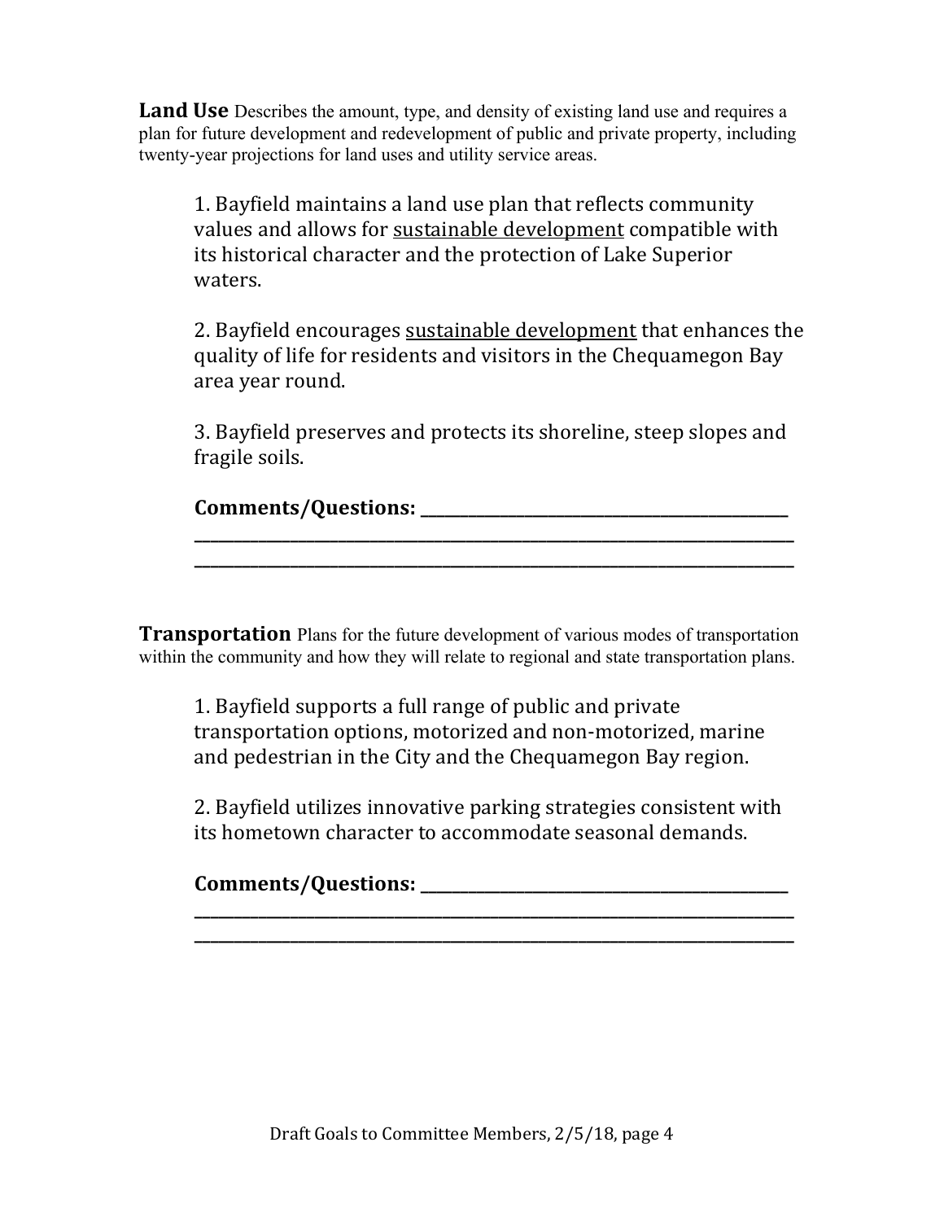**Land Use** Describes the amount, type, and density of existing land use and requires a plan for future development and redevelopment of public and private property, including twenty-year projections for land uses and utility service areas.

1. Bayfield maintains a land use plan that reflects community values and allows for <u>sustainable development</u> compatible with its historical character and the protection of Lake Superior waters.

2. Bayfield encourages <u>sustainable development</u> that enhances the quality of life for residents and visitors in the Chequamegon Bay area year round.

3. Bayfield preserves and protects its shoreline, steep slopes and fragile soils.

**Comments/Questions: ______________________________________________**
**______________________________________________________________________**
**______________________________________________________________________**

**Transportation** Plans for the future development of various modes of transportation within the community and how they will relate to regional and state transportation plans.

1. Bayfield supports a full range of public and private transportation options, motorized and non-motorized, marine and pedestrian in the City and the Chequamegon Bay region.

2. Bayfield utilizes innovative parking strategies consistent with its hometown character to accommodate seasonal demands.

**Comments/Questions: ______________________________________________**
**______________________________________________________________________**
**______________________________________________________________________**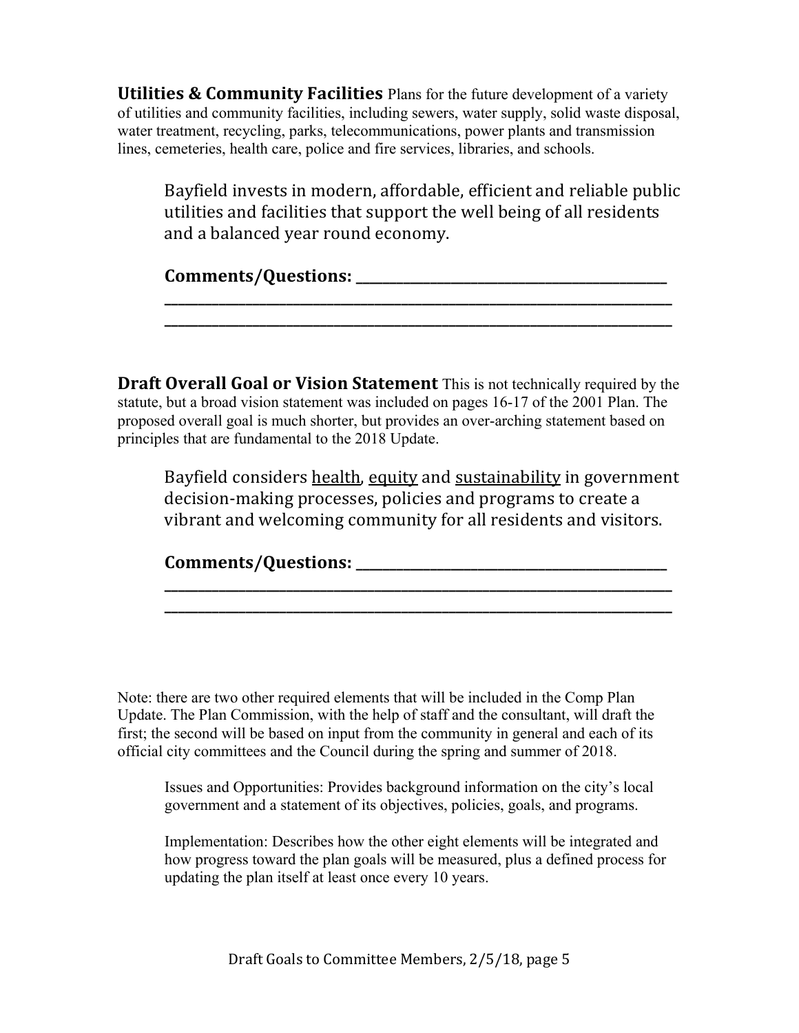**Utilities & Community Facilities** Plans for the future development of a variety of utilities and community facilities, including sewers, water supply, solid waste disposal, water treatment, recycling, parks, telecommunications, power plants and transmission lines, cemeteries, health care, police and fire services, libraries, and schools.

> Bayfield invests in modern, affordable, efficient and reliable public utilities and facilities that support the well being of all residents and a balanced year round economy.
>
> **Comments/Questions: ___________________________________________**
> **______________________________________________________________**
> **______________________________________________________________**

**Draft Overall Goal or Vision Statement** This is not technically required by the statute, but a broad vision statement was included on pages 16-17 of the 2001 Plan. The proposed overall goal is much shorter, but provides an over-arching statement based on principles that are fundamental to the 2018 Update.

> Bayfield considers <u>health</u>, <u>equity</u> and <u>sustainability</u> in government decision-making processes, policies and programs to create a vibrant and welcoming community for all residents and visitors.
>
> **Comments/Questions: ___________________________________________**
> **______________________________________________________________**
> **______________________________________________________________**

Note: there are two other required elements that will be included in the Comp Plan Update. The Plan Commission, with the help of staff and the consultant, will draft the first; the second will be based on input from the community in general and each of its official city committees and the Council during the spring and summer of 2018.

> Issues and Opportunities: Provides background information on the city's local government and a statement of its objectives, policies, goals, and programs.
>
> Implementation: Describes how the other eight elements will be integrated and how progress toward the plan goals will be measured, plus a defined process for updating the plan itself at least once every 10 years.

Draft Goals to Committee Members, 2/5/18, page 5